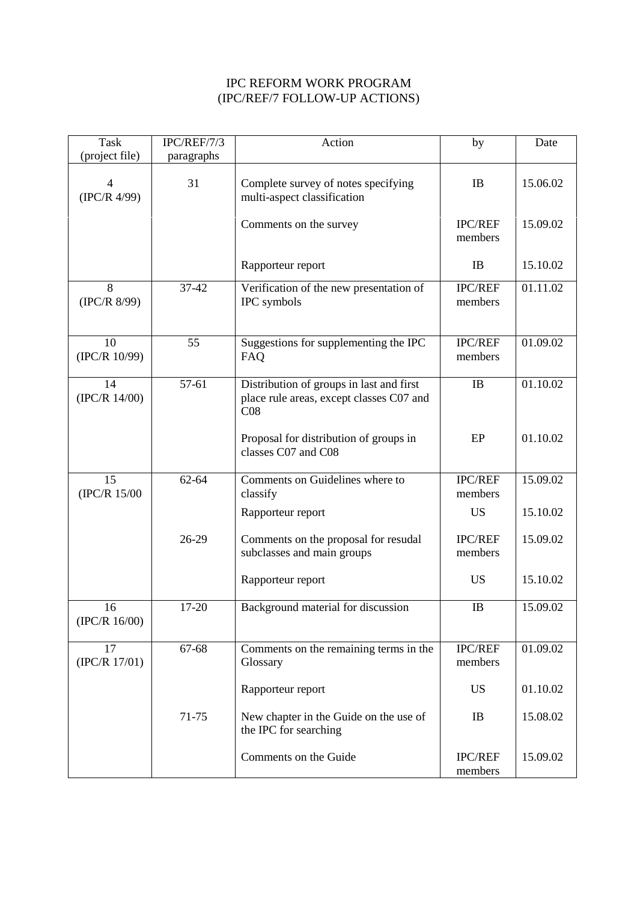IPC REFORM WORK PROGRAM
(IPC/REF/7 FOLLOW-UP ACTIONS)

| Task (project file) | IPC/REF/7/3 paragraphs | Action | by | Date |
|---|---|---|---|---|
| 4 (IPC/R 4/99) | 31 | Complete survey of notes specifying multi-aspect classification | IB | 15.06.02 |
| | | Comments on the survey | IPC/REF members | 15.09.02 |
| | | Rapporteur report | IB | 15.10.02 |
| 8 (IPC/R 8/99) | 37-42 | Verification of the new presentation of IPC symbols | IPC/REF members | 01.11.02 |
| 10 (IPC/R 10/99) | 55 | Suggestions for supplementing the IPC FAQ | IPC/REF members | 01.09.02 |
| 14 (IPC/R 14/00) | 57-61 | Distribution of groups in last and first place rule areas, except classes C07 and C08 | IB | 01.10.02 |
| | | Proposal for distribution of groups in classes C07 and C08 | EP | 01.10.02 |
| 15 (IPC/R 15/00 | 62-64 | Comments on Guidelines where to classify | IPC/REF members | 15.09.02 |
| | | Rapporteur report | US | 15.10.02 |
| | 26-29 | Comments on the proposal for resudal subclasses and main groups | IPC/REF members | 15.09.02 |
| | | Rapporteur report | US | 15.10.02 |
| 16 (IPC/R 16/00) | 17-20 | Background material for discussion | IB | 15.09.02 |
| 17 (IPC/R 17/01) | 67-68 | Comments on the remaining terms in the Glossary | IPC/REF members | 01.09.02 |
| | | Rapporteur report | US | 01.10.02 |
| | 71-75 | New chapter in the Guide on the use of the IPC for searching | IB | 15.08.02 |
| | | Comments on the Guide | IPC/REF members | 15.09.02 |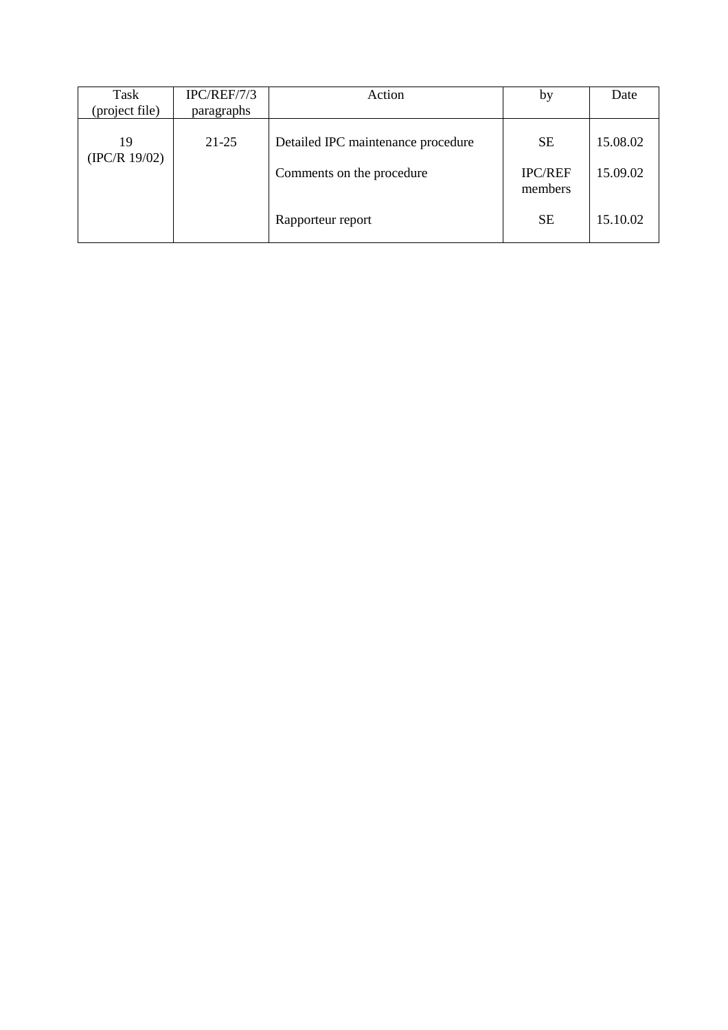| Task (project file) | IPC/REF/7/3 paragraphs | Action | by | Date |
|---|---|---|---|---|
| 19 (IPC/R 19/02) | 21-25 | Detailed IPC maintenance procedure | SE | 15.08.02 |
| | | Comments on the procedure | IPC/REF members | 15.09.02 |
| | | Rapporteur report | SE | 15.10.02 |